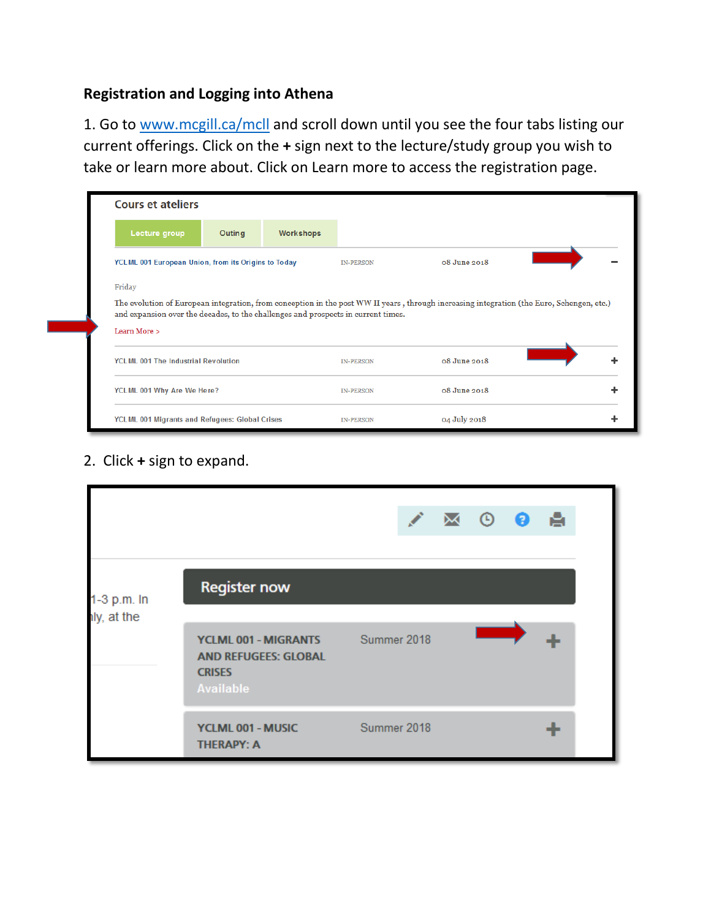## Registration and Logging into Athena

1. Go to www.mcgill.ca/mcll and scroll down until you see the four tabs listing our current offerings. Click on the **+** sign next to the lecture/study group you wish to take or learn more about. Click on Learn more to access the registration page.

Cours et ateliers

Lecture group | Outing | Workshops

| | | | |
|---|---|---|---|
| YCLML 001 European Union, from its Origins to Today | IN-PERSON | 08 June 2018 | − |
| YCLML 001 The Industrial Revolution | IN-PERSON | 08 June 2018 | + |
| YCLML 001 Why Are We Here? | IN-PERSON | 08 June 2018 | + |
| YCLML 001 Migrants and Refugees: Global Crises | IN-PERSON | 04 July 2018 | + |

Friday

The evolution of European integration, from conception in the post WW II years , through increasing integration (the Euro, Schengen, etc.) and expansion over the decades, to the challenges and prospects in current times.

Learn More >

2. Click **+** sign to expand.

1-3 p.m. In
nly, at the

Register now

| | | |
|---|---|---|
| YCLML 001 - MIGRANTS AND REFUGEES: GLOBAL CRISES Available | Summer 2018 | + |
| YCLML 001 - MUSIC THERAPY: A | Summer 2018 | + |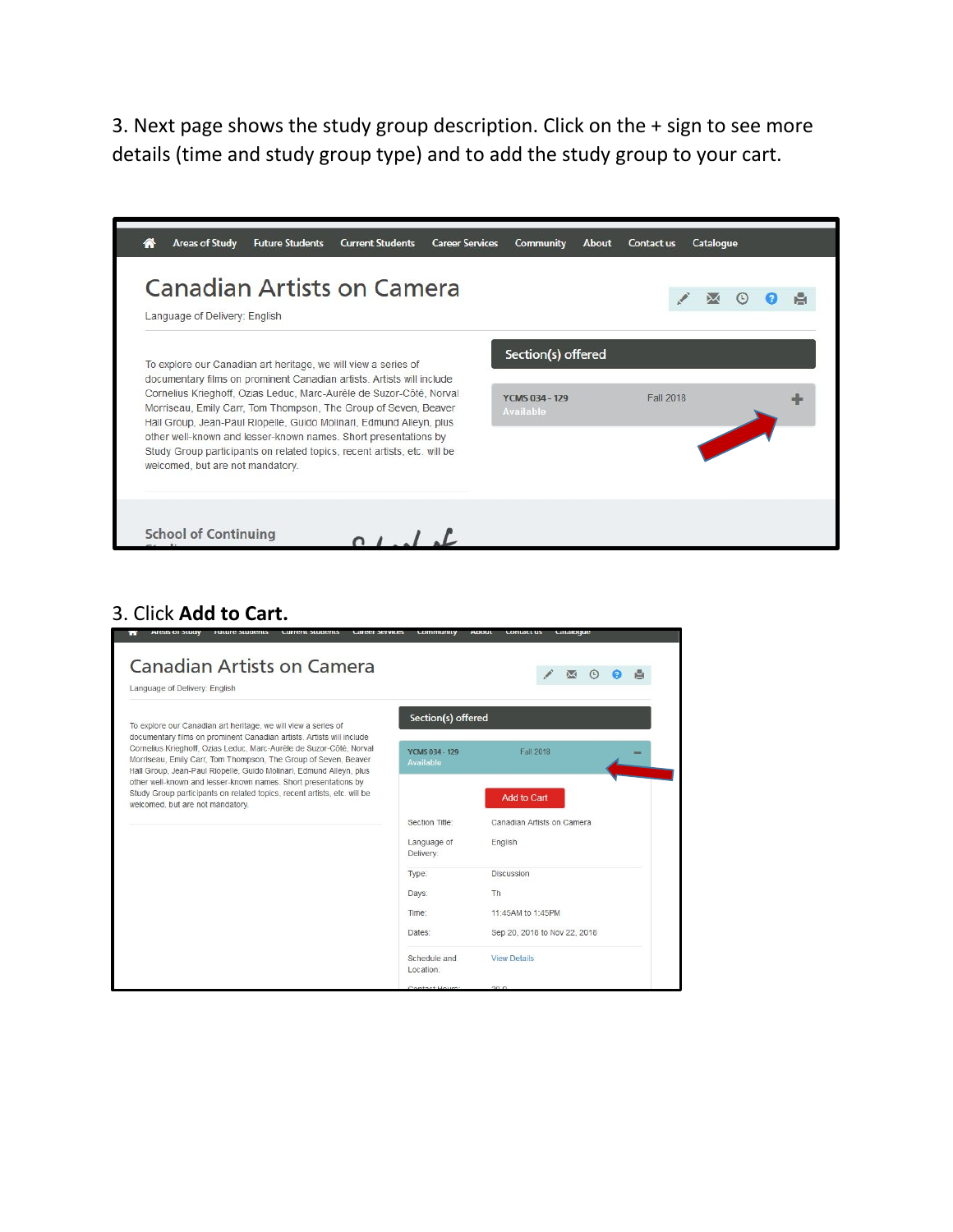3. Next page shows the study group description. Click on the + sign to see more details (time and study group type) and to add the study group to your cart.

Areas of Study | Future Students | Current Students | Career Services | Community | About | Contact us | Catalogue

# Canadian Artists on Camera

Language of Delivery: English

To explore our Canadian art heritage, we will view a series of documentary films on prominent Canadian artists. Artists will include Cornelius Krieghoff, Ozias Leduc, Marc-Aurèle de Suzor-Côté, Norval Morriseau, Emily Carr, Tom Thompson, The Group of Seven, Beaver Hall Group, Jean-Paul Riopelle, Guido Molinari, Edmund Alleyn, plus other well-known and lesser-known names. Short presentations by Study Group participants on related topics, recent artists, etc. will be welcomed, but are not mandatory.

**Section(s) offered**

YCMS 034 - 129 Available | Fall 2018 | +

School of Continuing

3. Click **Add to Cart.**

# Canadian Artists on Camera

Language of Delivery: English

To explore our Canadian art heritage, we will view a series of documentary films on prominent Canadian artists. Artists will include Cornelius Krieghoff, Ozias Leduc, Marc-Aurèle de Suzor-Côté, Norval Morriseau, Emily Carr, Tom Thompson, The Group of Seven, Beaver Hall Group, Jean-Paul Riopelle, Guido Molinari, Edmund Alleyn, plus other well-known and lesser-known names. Short presentations by Study Group participants on related topics, recent artists, etc. will be welcomed, but are not mandatory.

**Section(s) offered**

YCMS 034 - 129 Available | Fall 2018 | −

Add to Cart

| | |
|---|---|
| Section Title: | Canadian Artists on Camera |
| Language of Delivery: | English |
| Type: | Discussion |
| Days: | Th |
| Time: | 11:45AM to 1:45PM |
| Dates: | Sep 20, 2018 to Nov 22, 2018 |
| Schedule and Location: | View Details |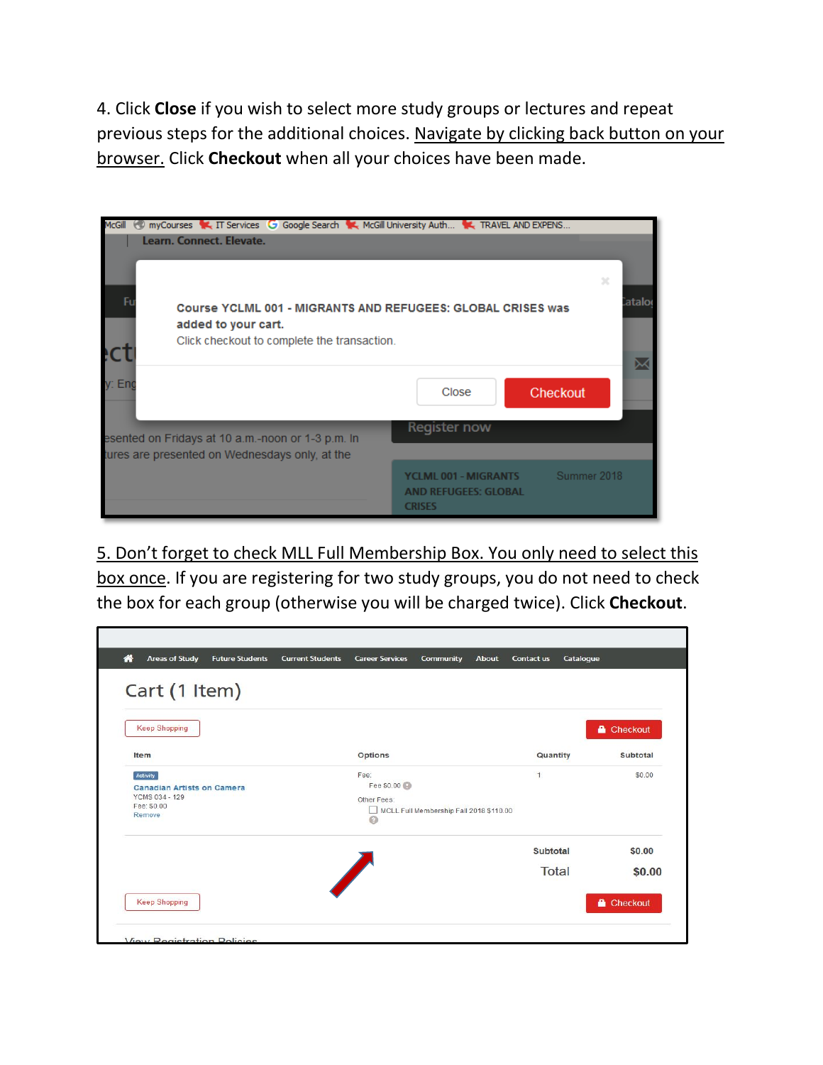4. Click **Close** if you wish to select more study groups or lectures and repeat previous steps for the additional choices. Navigate by clicking back button on your browser. Click **Checkout** when all your choices have been made.

5. Don't forget to check MLL Full Membership Box. You only need to select this box once. If you are registering for two study groups, you do not need to check the box for each group (otherwise you will be charged twice). Click **Checkout**.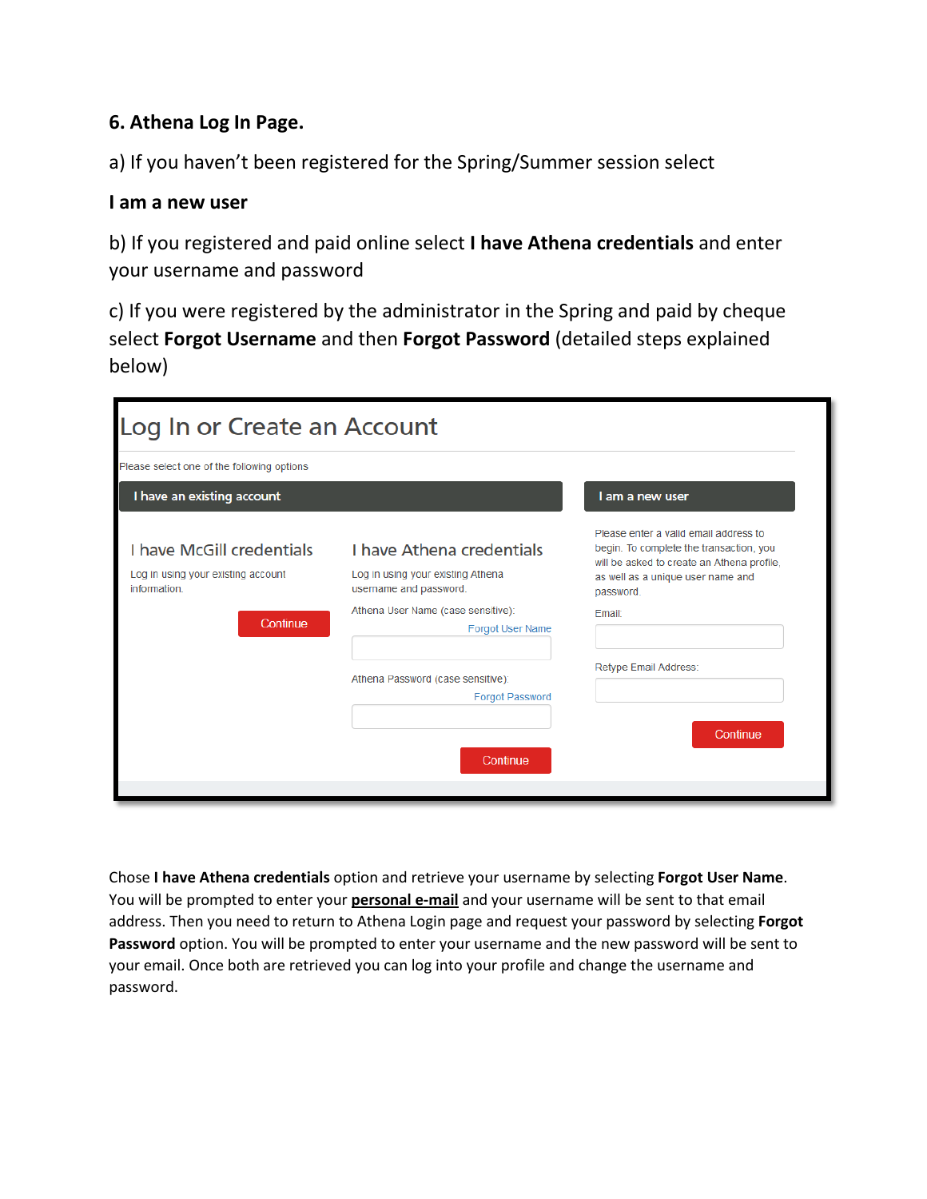**6. Athena Log In Page.**

a) If you haven't been registered for the Spring/Summer session select

**I am a new user**

b) If you registered and paid online select **I have Athena credentials** and enter your username and password

c) If you were registered by the administrator in the Spring and paid by cheque select **Forgot Username** and then **Forgot Password** (detailed steps explained below)

Log In or Create an Account

Please select one of the following options

I have an existing account

I have McGill credentials

Log in using your existing account information.

Continue

I have Athena credentials

Log in using your existing Athena username and password.

Athena User Name (case sensitive):

Forgot User Name

Athena Password (case sensitive):

Forgot Password

Continue

I am a new user

Please enter a valid email address to begin. To complete the transaction, you will be asked to create an Athena profile, as well as a unique user name and password.

Email:

Retype Email Address:

Continue

Chose **I have Athena credentials** option and retrieve your username by selecting **Forgot User Name**. You will be prompted to enter your **personal e-mail** and your username will be sent to that email address. Then you need to return to Athena Login page and request your password by selecting **Forgot Password** option. You will be prompted to enter your username and the new password will be sent to your email. Once both are retrieved you can log into your profile and change the username and password.